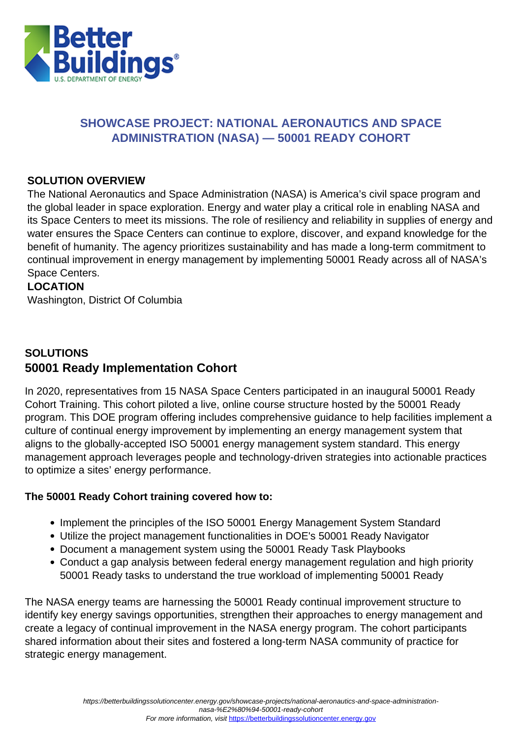# SHOWCASE PROJECT: NATIONAL AERONAUTICS AND SPACE ADMINISTRATION (NASA) — 50001 READY COHORT

**SOLUTION OVERVIEW**

The National Aeronautics and Space Administration (NASA) is America's civil space program and the global leader in space exploration. Energy and water play a critical role in enabling NASA and its Space Centers to meet its missions. The role of resiliency and reliability in supplies of energy and water ensures the Space Centers can continue to explore, discover, and expand knowledge for the benefit of humanity. The agency prioritizes sustainability and has made a long-term commitment to continual improvement in energy management by implementing 50001 Ready across all of NASA's Space Centers.

**LOCATION**

Washington, District Of Columbia

## SOLUTIONS

### 50001 Ready Implementation Cohort

In 2020, representatives from 15 NASA Space Centers participated in an inaugural 50001 Ready Cohort Training. This cohort piloted a live, online course structure hosted by the 50001 Ready program. This DOE program offering includes comprehensive guidance to help facilities implement a culture of continual energy improvement by implementing an energy management system that aligns to the globally-accepted ISO 50001 energy management system standard. This energy management approach leverages people and technology-driven strategies into actionable practices to optimize a sites' energy performance.

**The 50001 Ready Cohort training covered how to:**

- Implement the principles of the ISO 50001 Energy Management System Standard
- Utilize the project management functionalities in DOE's 50001 Ready Navigator
- Document a management system using the 50001 Ready Task Playbooks
- Conduct a gap analysis between federal energy management regulation and high priority 50001 Ready tasks to understand the true workload of implementing 50001 Ready

The NASA energy teams are harnessing the 50001 Ready continual improvement structure to identify key energy savings opportunities, strengthen their approaches to energy management and create a legacy of continual improvement in the NASA energy program. The cohort participants shared information about their sites and fostered a long-term NASA community of practice for strategic energy management.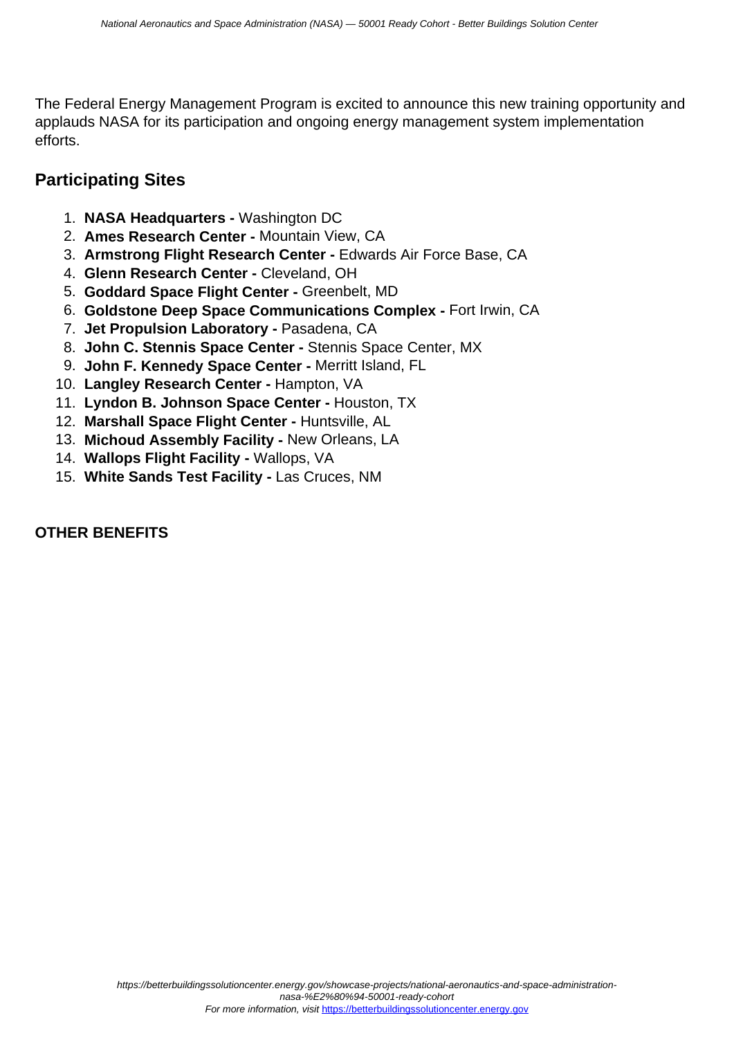The Federal Energy Management Program is excited to announce this new training opportunity and applauds NASA for its participation and ongoing energy management system implementation efforts.

## Participating Sites

1. **NASA Headquarters -** Washington DC
2. **Ames Research Center -** Mountain View, CA
3. **Armstrong Flight Research Center -** Edwards Air Force Base, CA
4. **Glenn Research Center -** Cleveland, OH
5. **Goddard Space Flight Center -** Greenbelt, MD
6. **Goldstone Deep Space Communications Complex -** Fort Irwin, CA
7. **Jet Propulsion Laboratory -** Pasadena, CA
8. **John C. Stennis Space Center -** Stennis Space Center, MX
9. **John F. Kennedy Space Center -** Merritt Island, FL
10. **Langley Research Center -** Hampton, VA
11. **Lyndon B. Johnson Space Center -** Houston, TX
12. **Marshall Space Flight Center -** Huntsville, AL
13. **Michoud Assembly Facility -** New Orleans, LA
14. **Wallops Flight Facility -** Wallops, VA
15. **White Sands Test Facility -** Las Cruces, NM

### OTHER BENEFITS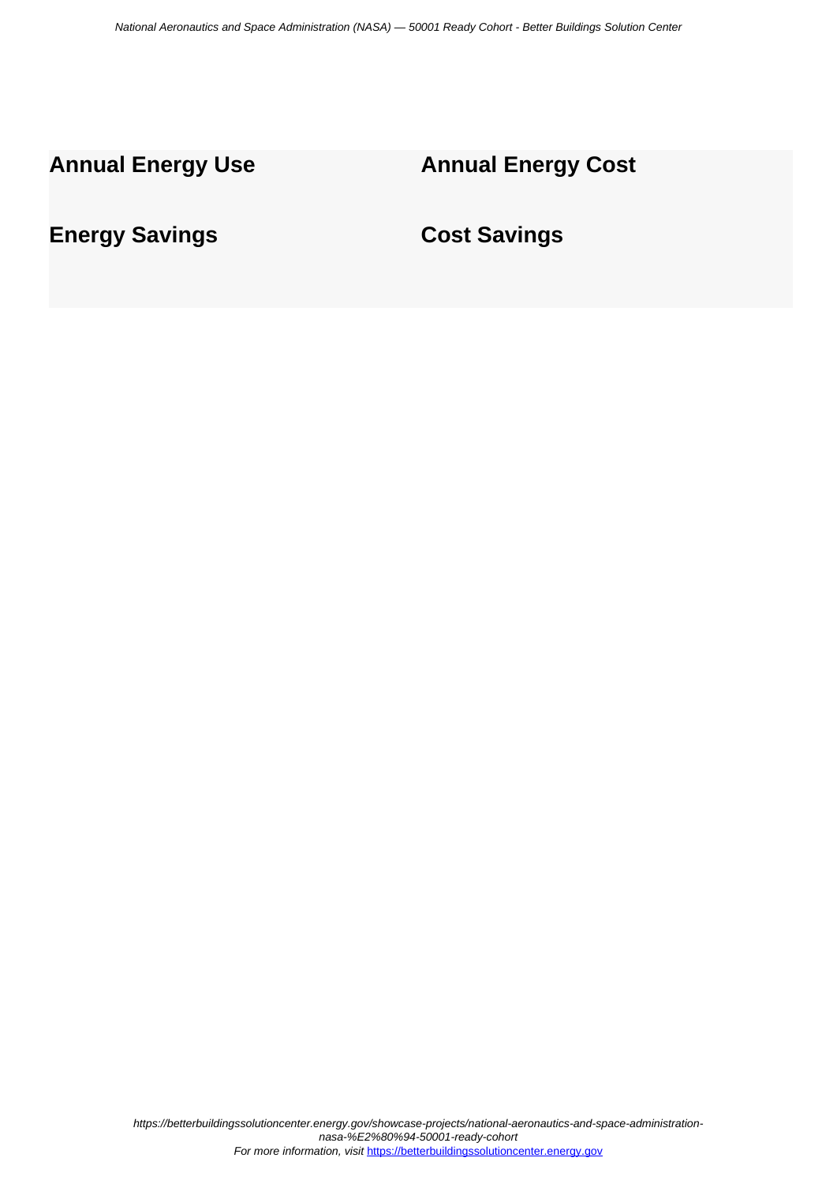## Annual Energy Use

## Annual Energy Cost

## Energy Savings

## Cost Savings